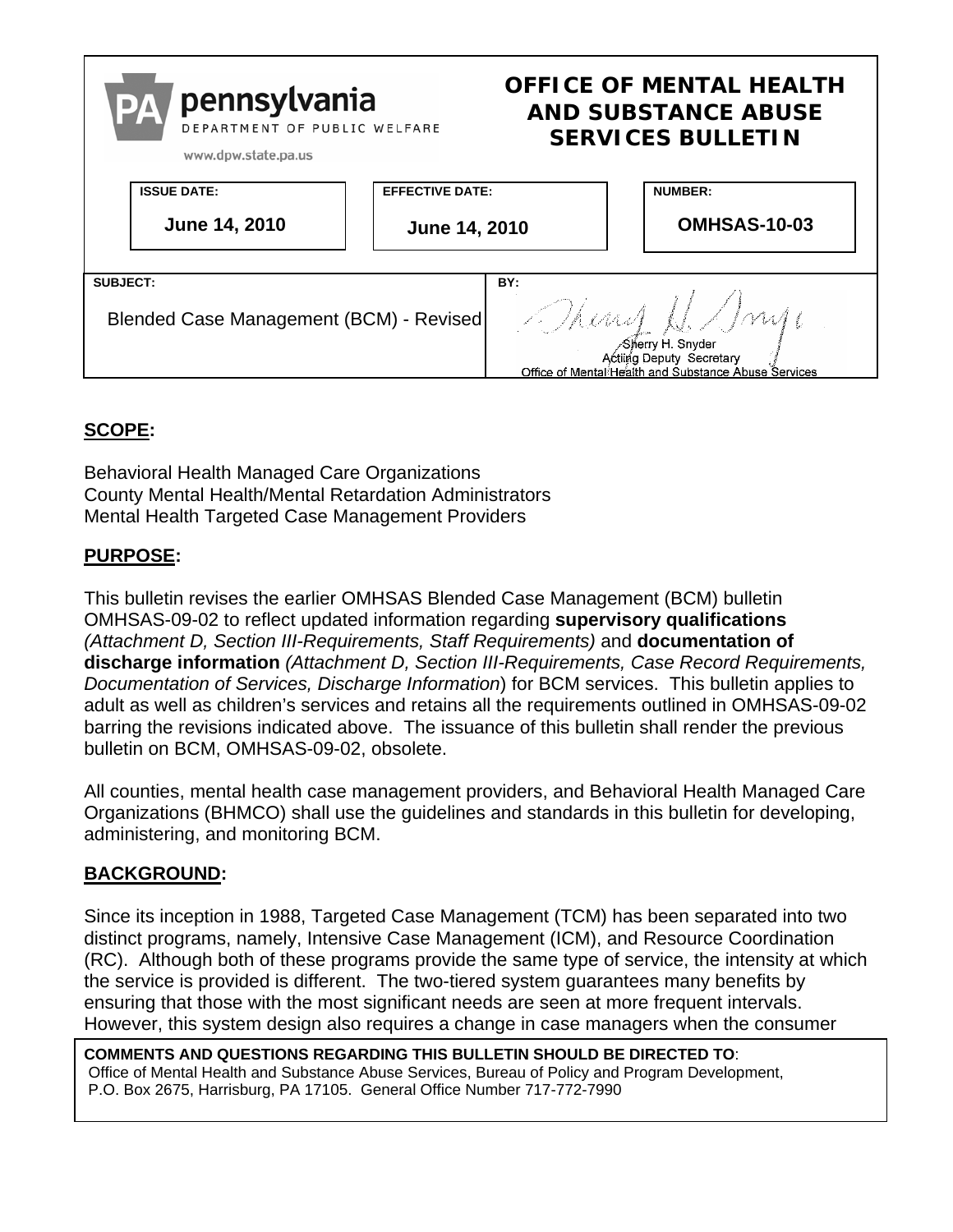pennsylvania
DEPARTMENT OF PUBLIC WELFARE
www.dpw.state.pa.us

# OFFICE OF MENTAL HEALTH AND SUBSTANCE ABUSE SERVICES BULLETIN

| ISSUE DATE: | EFFECTIVE DATE: | NUMBER: |
|---|---|---|
| June 14, 2010 | June 14, 2010 | OMHSAS-10-03 |

| SUBJECT: | BY: |
|---|---|
| Blended Case Management (BCM) - Revised | Sherry H. Snyder<br>Acting Deputy Secretary<br>Office of Mental Health and Substance Abuse Services |

## SCOPE:

Behavioral Health Managed Care Organizations
County Mental Health/Mental Retardation Administrators
Mental Health Targeted Case Management Providers

## PURPOSE:

This bulletin revises the earlier OMHSAS Blended Case Management (BCM) bulletin OMHSAS-09-02 to reflect updated information regarding **supervisory qualifications** *(Attachment D, Section III-Requirements, Staff Requirements)* and **documentation of discharge information** *(Attachment D, Section III-Requirements, Case Record Requirements, Documentation of Services, Discharge Information*) for BCM services. This bulletin applies to adult as well as children's services and retains all the requirements outlined in OMHSAS-09-02 barring the revisions indicated above. The issuance of this bulletin shall render the previous bulletin on BCM, OMHSAS-09-02, obsolete.

All counties, mental health case management providers, and Behavioral Health Managed Care Organizations (BHMCO) shall use the guidelines and standards in this bulletin for developing, administering, and monitoring BCM.

## BACKGROUND:

Since its inception in 1988, Targeted Case Management (TCM) has been separated into two distinct programs, namely, Intensive Case Management (ICM), and Resource Coordination (RC). Although both of these programs provide the same type of service, the intensity at which the service is provided is different. The two-tiered system guarantees many benefits by ensuring that those with the most significant needs are seen at more frequent intervals. However, this system design also requires a change in case managers when the consumer

**COMMENTS AND QUESTIONS REGARDING THIS BULLETIN SHOULD BE DIRECTED TO**:
Office of Mental Health and Substance Abuse Services, Bureau of Policy and Program Development, P.O. Box 2675, Harrisburg, PA 17105. General Office Number 717-772-7990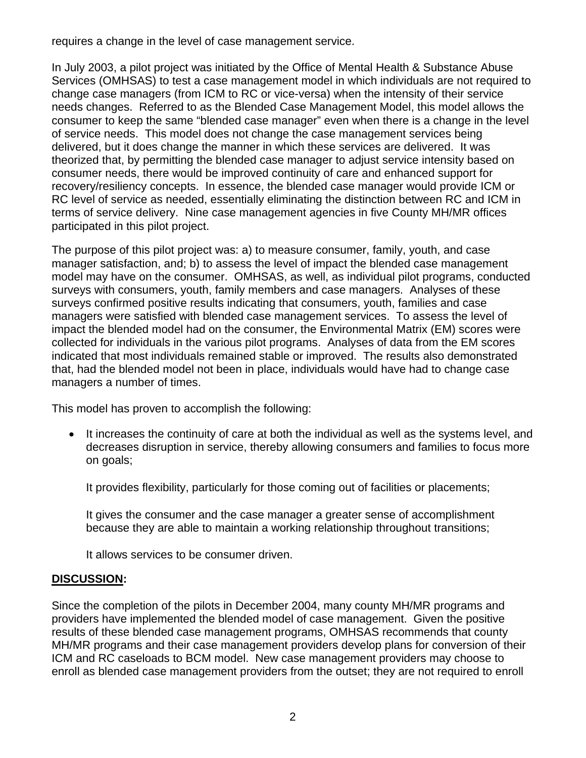requires a change in the level of case management service.

In July 2003, a pilot project was initiated by the Office of Mental Health & Substance Abuse Services (OMHSAS) to test a case management model in which individuals are not required to change case managers (from ICM to RC or vice-versa) when the intensity of their service needs changes. Referred to as the Blended Case Management Model, this model allows the consumer to keep the same "blended case manager" even when there is a change in the level of service needs. This model does not change the case management services being delivered, but it does change the manner in which these services are delivered. It was theorized that, by permitting the blended case manager to adjust service intensity based on consumer needs, there would be improved continuity of care and enhanced support for recovery/resiliency concepts. In essence, the blended case manager would provide ICM or RC level of service as needed, essentially eliminating the distinction between RC and ICM in terms of service delivery. Nine case management agencies in five County MH/MR offices participated in this pilot project.

The purpose of this pilot project was: a) to measure consumer, family, youth, and case manager satisfaction, and; b) to assess the level of impact the blended case management model may have on the consumer. OMHSAS, as well, as individual pilot programs, conducted surveys with consumers, youth, family members and case managers. Analyses of these surveys confirmed positive results indicating that consumers, youth, families and case managers were satisfied with blended case management services. To assess the level of impact the blended model had on the consumer, the Environmental Matrix (EM) scores were collected for individuals in the various pilot programs. Analyses of data from the EM scores indicated that most individuals remained stable or improved. The results also demonstrated that, had the blended model not been in place, individuals would have had to change case managers a number of times.

This model has proven to accomplish the following:

- It increases the continuity of care at both the individual as well as the systems level, and decreases disruption in service, thereby allowing consumers and families to focus more on goals;

  It provides flexibility, particularly for those coming out of facilities or placements;

  It gives the consumer and the case manager a greater sense of accomplishment because they are able to maintain a working relationship throughout transitions;

  It allows services to be consumer driven.

**DISCUSSION:**

Since the completion of the pilots in December 2004, many county MH/MR programs and providers have implemented the blended model of case management. Given the positive results of these blended case management programs, OMHSAS recommends that county MH/MR programs and their case management providers develop plans for conversion of their ICM and RC caseloads to BCM model. New case management providers may choose to enroll as blended case management providers from the outset; they are not required to enroll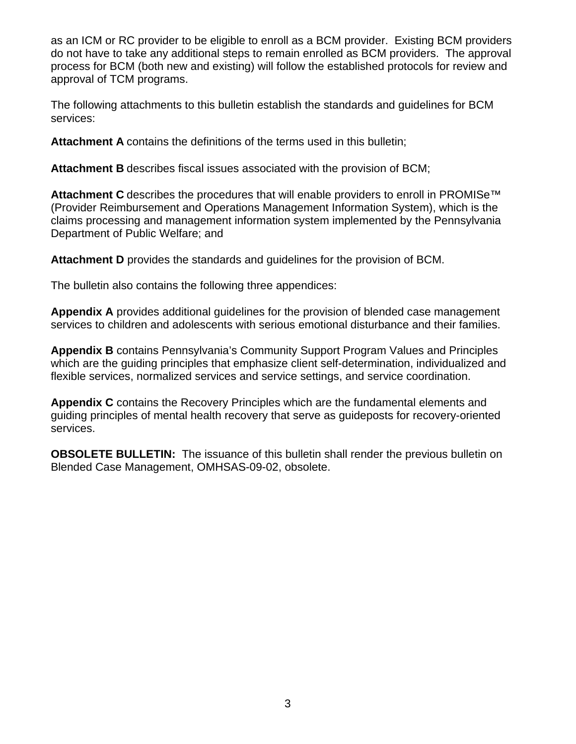as an ICM or RC provider to be eligible to enroll as a BCM provider. Existing BCM providers do not have to take any additional steps to remain enrolled as BCM providers. The approval process for BCM (both new and existing) will follow the established protocols for review and approval of TCM programs.

The following attachments to this bulletin establish the standards and guidelines for BCM services:

**Attachment A** contains the definitions of the terms used in this bulletin;

**Attachment B** describes fiscal issues associated with the provision of BCM;

**Attachment C** describes the procedures that will enable providers to enroll in PROMISe™ (Provider Reimbursement and Operations Management Information System), which is the claims processing and management information system implemented by the Pennsylvania Department of Public Welfare; and

**Attachment D** provides the standards and guidelines for the provision of BCM.

The bulletin also contains the following three appendices:

**Appendix A** provides additional guidelines for the provision of blended case management services to children and adolescents with serious emotional disturbance and their families.

**Appendix B** contains Pennsylvania's Community Support Program Values and Principles which are the guiding principles that emphasize client self-determination, individualized and flexible services, normalized services and service settings, and service coordination.

**Appendix C** contains the Recovery Principles which are the fundamental elements and guiding principles of mental health recovery that serve as guideposts for recovery-oriented services.

**OBSOLETE BULLETIN:** The issuance of this bulletin shall render the previous bulletin on Blended Case Management, OMHSAS-09-02, obsolete.